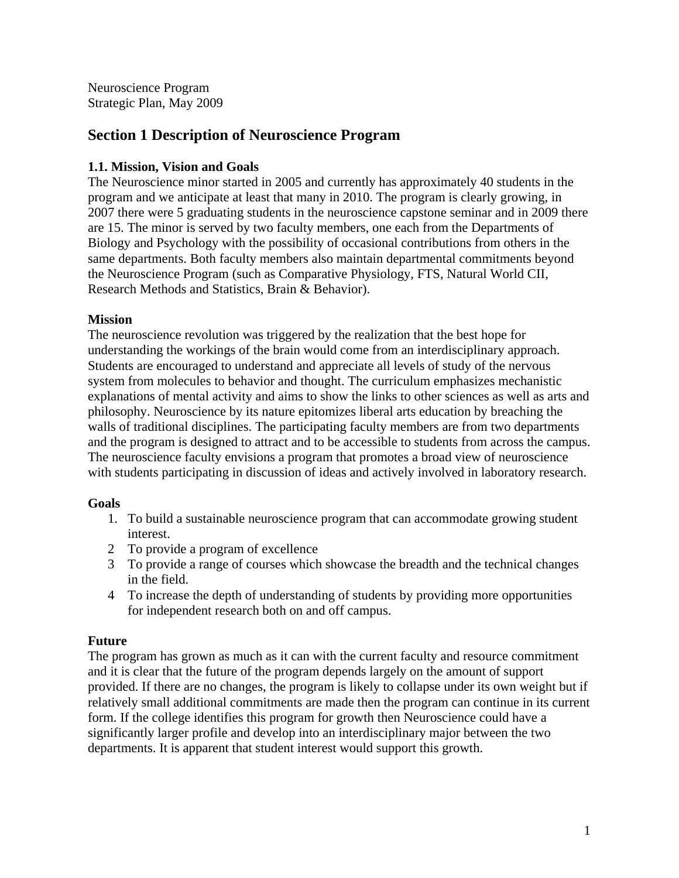Neuroscience Program
Strategic Plan, May 2009

## Section 1 Description of Neuroscience Program

### 1.1. Mission, Vision and Goals

The Neuroscience minor started in 2005 and currently has approximately 40 students in the program and we anticipate at least that many in 2010. The program is clearly growing, in 2007 there were 5 graduating students in the neuroscience capstone seminar and in 2009 there are 15. The minor is served by two faculty members, one each from the Departments of Biology and Psychology with the possibility of occasional contributions from others in the same departments. Both faculty members also maintain departmental commitments beyond the Neuroscience Program (such as Comparative Physiology, FTS, Natural World CII, Research Methods and Statistics, Brain & Behavior).

**Mission**

The neuroscience revolution was triggered by the realization that the best hope for understanding the workings of the brain would come from an interdisciplinary approach. Students are encouraged to understand and appreciate all levels of study of the nervous system from molecules to behavior and thought. The curriculum emphasizes mechanistic explanations of mental activity and aims to show the links to other sciences as well as arts and philosophy. Neuroscience by its nature epitomizes liberal arts education by breaching the walls of traditional disciplines. The participating faculty members are from two departments and the program is designed to attract and to be accessible to students from across the campus. The neuroscience faculty envisions a program that promotes a broad view of neuroscience with students participating in discussion of ideas and actively involved in laboratory research.

**Goals**

1. To build a sustainable neuroscience program that can accommodate growing student interest.
2. To provide a program of excellence
3. To provide a range of courses which showcase the breadth and the technical changes in the field.
4. To increase the depth of understanding of students by providing more opportunities for independent research both on and off campus.

**Future**

The program has grown as much as it can with the current faculty and resource commitment and it is clear that the future of the program depends largely on the amount of support provided. If there are no changes, the program is likely to collapse under its own weight but if relatively small additional commitments are made then the program can continue in its current form. If the college identifies this program for growth then Neuroscience could have a significantly larger profile and develop into an interdisciplinary major between the two departments. It is apparent that student interest would support this growth.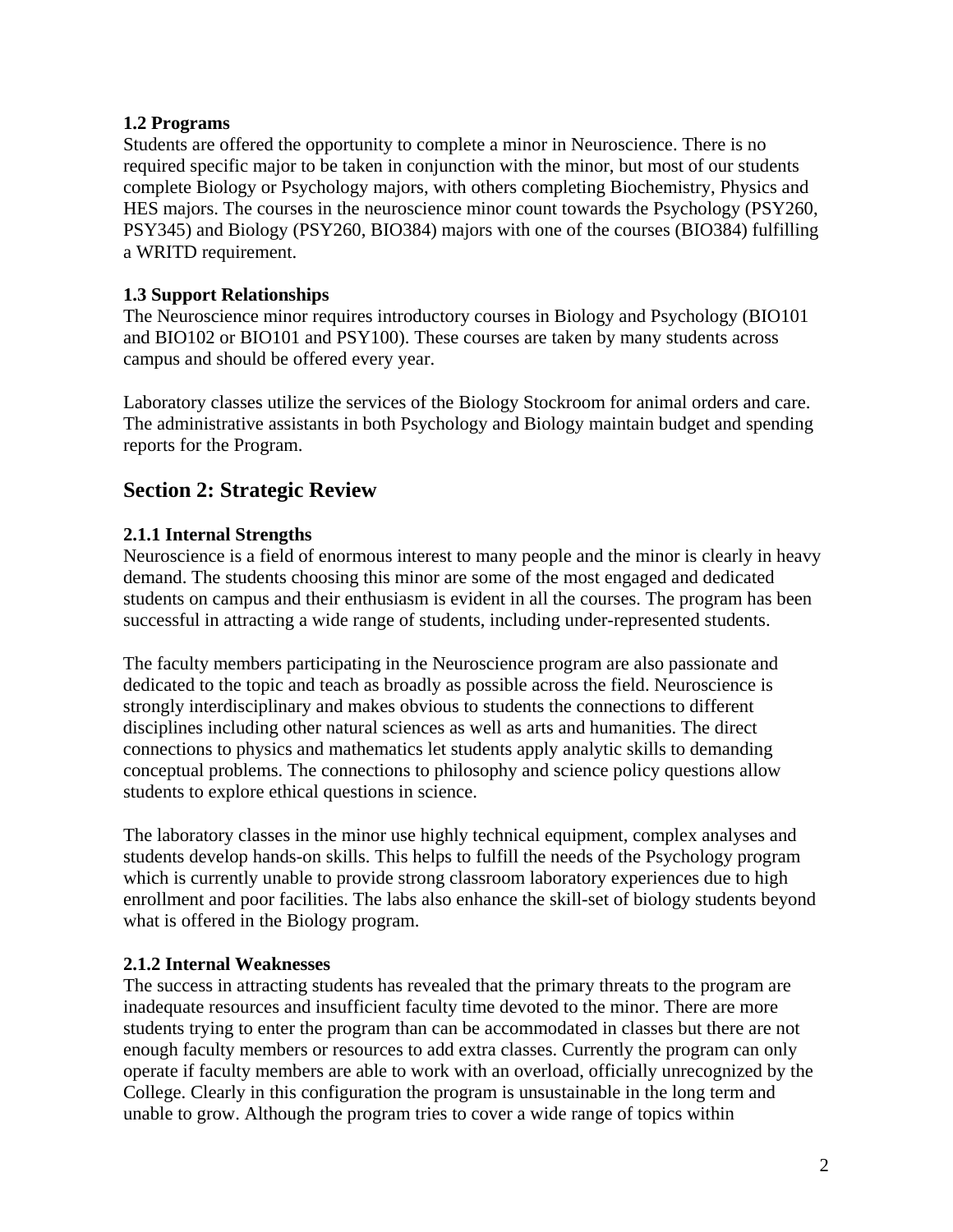### 1.2 Programs

Students are offered the opportunity to complete a minor in Neuroscience. There is no required specific major to be taken in conjunction with the minor, but most of our students complete Biology or Psychology majors, with others completing Biochemistry, Physics and HES majors. The courses in the neuroscience minor count towards the Psychology (PSY260, PSY345) and Biology (PSY260, BIO384) majors with one of the courses (BIO384) fulfilling a WRITD requirement.

### 1.3 Support Relationships

The Neuroscience minor requires introductory courses in Biology and Psychology (BIO101 and BIO102 or BIO101 and PSY100). These courses are taken by many students across campus and should be offered every year.

Laboratory classes utilize the services of the Biology Stockroom for animal orders and care. The administrative assistants in both Psychology and Biology maintain budget and spending reports for the Program.

## Section 2: Strategic Review

### 2.1.1 Internal Strengths

Neuroscience is a field of enormous interest to many people and the minor is clearly in heavy demand. The students choosing this minor are some of the most engaged and dedicated students on campus and their enthusiasm is evident in all the courses. The program has been successful in attracting a wide range of students, including under-represented students.

The faculty members participating in the Neuroscience program are also passionate and dedicated to the topic and teach as broadly as possible across the field. Neuroscience is strongly interdisciplinary and makes obvious to students the connections to different disciplines including other natural sciences as well as arts and humanities. The direct connections to physics and mathematics let students apply analytic skills to demanding conceptual problems. The connections to philosophy and science policy questions allow students to explore ethical questions in science.

The laboratory classes in the minor use highly technical equipment, complex analyses and students develop hands-on skills. This helps to fulfill the needs of the Psychology program which is currently unable to provide strong classroom laboratory experiences due to high enrollment and poor facilities. The labs also enhance the skill-set of biology students beyond what is offered in the Biology program.

### 2.1.2 Internal Weaknesses

The success in attracting students has revealed that the primary threats to the program are inadequate resources and insufficient faculty time devoted to the minor. There are more students trying to enter the program than can be accommodated in classes but there are not enough faculty members or resources to add extra classes. Currently the program can only operate if faculty members are able to work with an overload, officially unrecognized by the College. Clearly in this configuration the program is unsustainable in the long term and unable to grow. Although the program tries to cover a wide range of topics within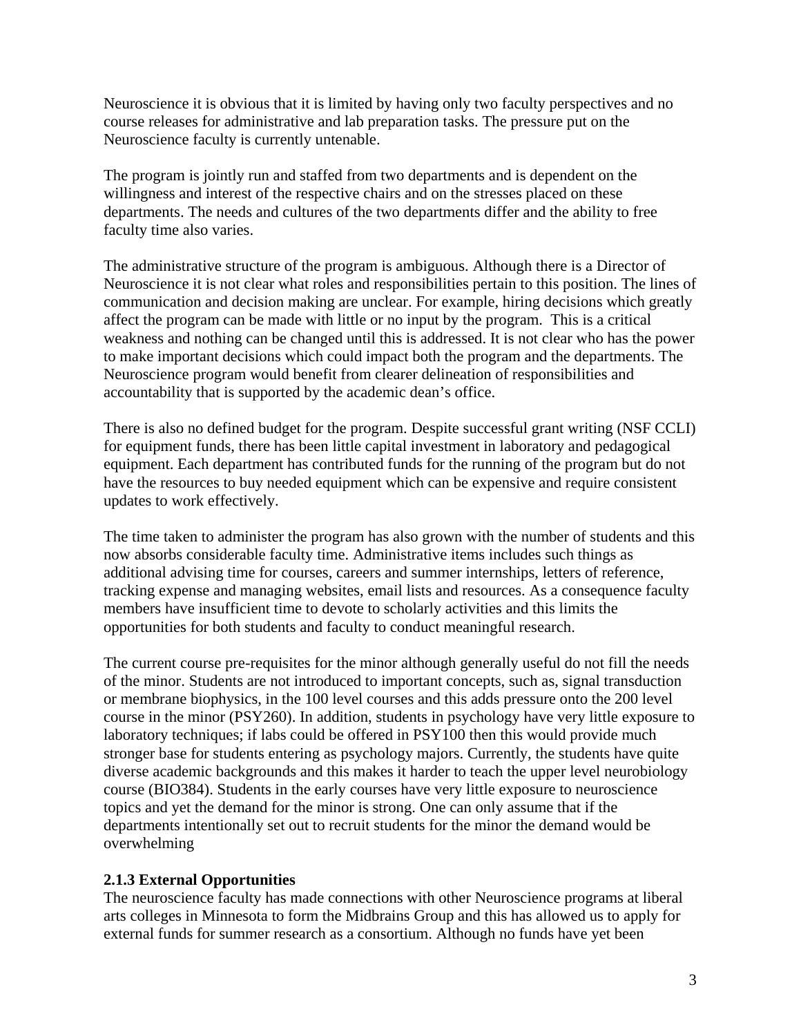Neuroscience it is obvious that it is limited by having only two faculty perspectives and no course releases for administrative and lab preparation tasks. The pressure put on the Neuroscience faculty is currently untenable.

The program is jointly run and staffed from two departments and is dependent on the willingness and interest of the respective chairs and on the stresses placed on these departments. The needs and cultures of the two departments differ and the ability to free faculty time also varies.

The administrative structure of the program is ambiguous. Although there is a Director of Neuroscience it is not clear what roles and responsibilities pertain to this position. The lines of communication and decision making are unclear. For example, hiring decisions which greatly affect the program can be made with little or no input by the program. This is a critical weakness and nothing can be changed until this is addressed. It is not clear who has the power to make important decisions which could impact both the program and the departments. The Neuroscience program would benefit from clearer delineation of responsibilities and accountability that is supported by the academic dean's office.

There is also no defined budget for the program. Despite successful grant writing (NSF CCLI) for equipment funds, there has been little capital investment in laboratory and pedagogical equipment. Each department has contributed funds for the running of the program but do not have the resources to buy needed equipment which can be expensive and require consistent updates to work effectively.

The time taken to administer the program has also grown with the number of students and this now absorbs considerable faculty time. Administrative items includes such things as additional advising time for courses, careers and summer internships, letters of reference, tracking expense and managing websites, email lists and resources. As a consequence faculty members have insufficient time to devote to scholarly activities and this limits the opportunities for both students and faculty to conduct meaningful research.

The current course pre-requisites for the minor although generally useful do not fill the needs of the minor. Students are not introduced to important concepts, such as, signal transduction or membrane biophysics, in the 100 level courses and this adds pressure onto the 200 level course in the minor (PSY260). In addition, students in psychology have very little exposure to laboratory techniques; if labs could be offered in PSY100 then this would provide much stronger base for students entering as psychology majors. Currently, the students have quite diverse academic backgrounds and this makes it harder to teach the upper level neurobiology course (BIO384). Students in the early courses have very little exposure to neuroscience topics and yet the demand for the minor is strong. One can only assume that if the departments intentionally set out to recruit students for the minor the demand would be overwhelming

### 2.1.3 External Opportunities

The neuroscience faculty has made connections with other Neuroscience programs at liberal arts colleges in Minnesota to form the Midbrains Group and this has allowed us to apply for external funds for summer research as a consortium. Although no funds have yet been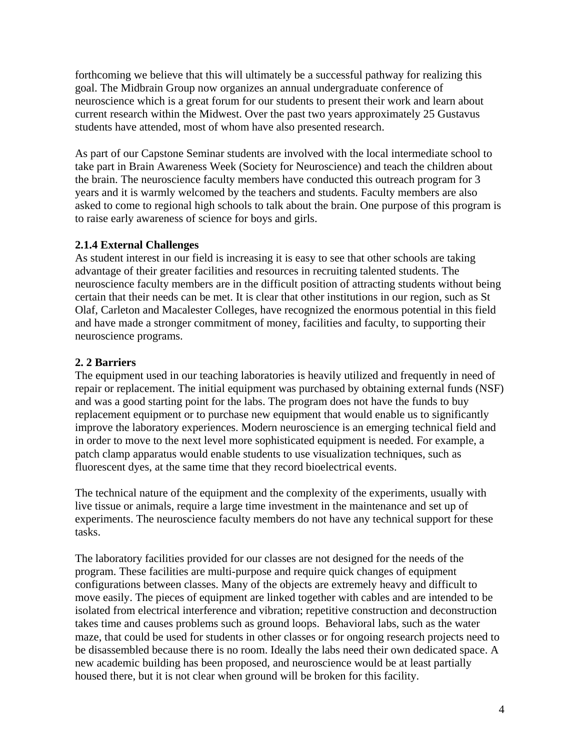forthcoming we believe that this will ultimately be a successful pathway for realizing this goal. The Midbrain Group now organizes an annual undergraduate conference of neuroscience which is a great forum for our students to present their work and learn about current research within the Midwest. Over the past two years approximately 25 Gustavus students have attended, most of whom have also presented research.

As part of our Capstone Seminar students are involved with the local intermediate school to take part in Brain Awareness Week (Society for Neuroscience) and teach the children about the brain. The neuroscience faculty members have conducted this outreach program for 3 years and it is warmly welcomed by the teachers and students. Faculty members are also asked to come to regional high schools to talk about the brain. One purpose of this program is to raise early awareness of science for boys and girls.

### 2.1.4 External Challenges

As student interest in our field is increasing it is easy to see that other schools are taking advantage of their greater facilities and resources in recruiting talented students. The neuroscience faculty members are in the difficult position of attracting students without being certain that their needs can be met. It is clear that other institutions in our region, such as St Olaf, Carleton and Macalester Colleges, have recognized the enormous potential in this field and have made a stronger commitment of money, facilities and faculty, to supporting their neuroscience programs.

## 2. 2 Barriers

The equipment used in our teaching laboratories is heavily utilized and frequently in need of repair or replacement. The initial equipment was purchased by obtaining external funds (NSF) and was a good starting point for the labs. The program does not have the funds to buy replacement equipment or to purchase new equipment that would enable us to significantly improve the laboratory experiences. Modern neuroscience is an emerging technical field and in order to move to the next level more sophisticated equipment is needed. For example, a patch clamp apparatus would enable students to use visualization techniques, such as fluorescent dyes, at the same time that they record bioelectrical events.

The technical nature of the equipment and the complexity of the experiments, usually with live tissue or animals, require a large time investment in the maintenance and set up of experiments. The neuroscience faculty members do not have any technical support for these tasks.

The laboratory facilities provided for our classes are not designed for the needs of the program. These facilities are multi-purpose and require quick changes of equipment configurations between classes. Many of the objects are extremely heavy and difficult to move easily. The pieces of equipment are linked together with cables and are intended to be isolated from electrical interference and vibration; repetitive construction and deconstruction takes time and causes problems such as ground loops. Behavioral labs, such as the water maze, that could be used for students in other classes or for ongoing research projects need to be disassembled because there is no room. Ideally the labs need their own dedicated space. A new academic building has been proposed, and neuroscience would be at least partially housed there, but it is not clear when ground will be broken for this facility.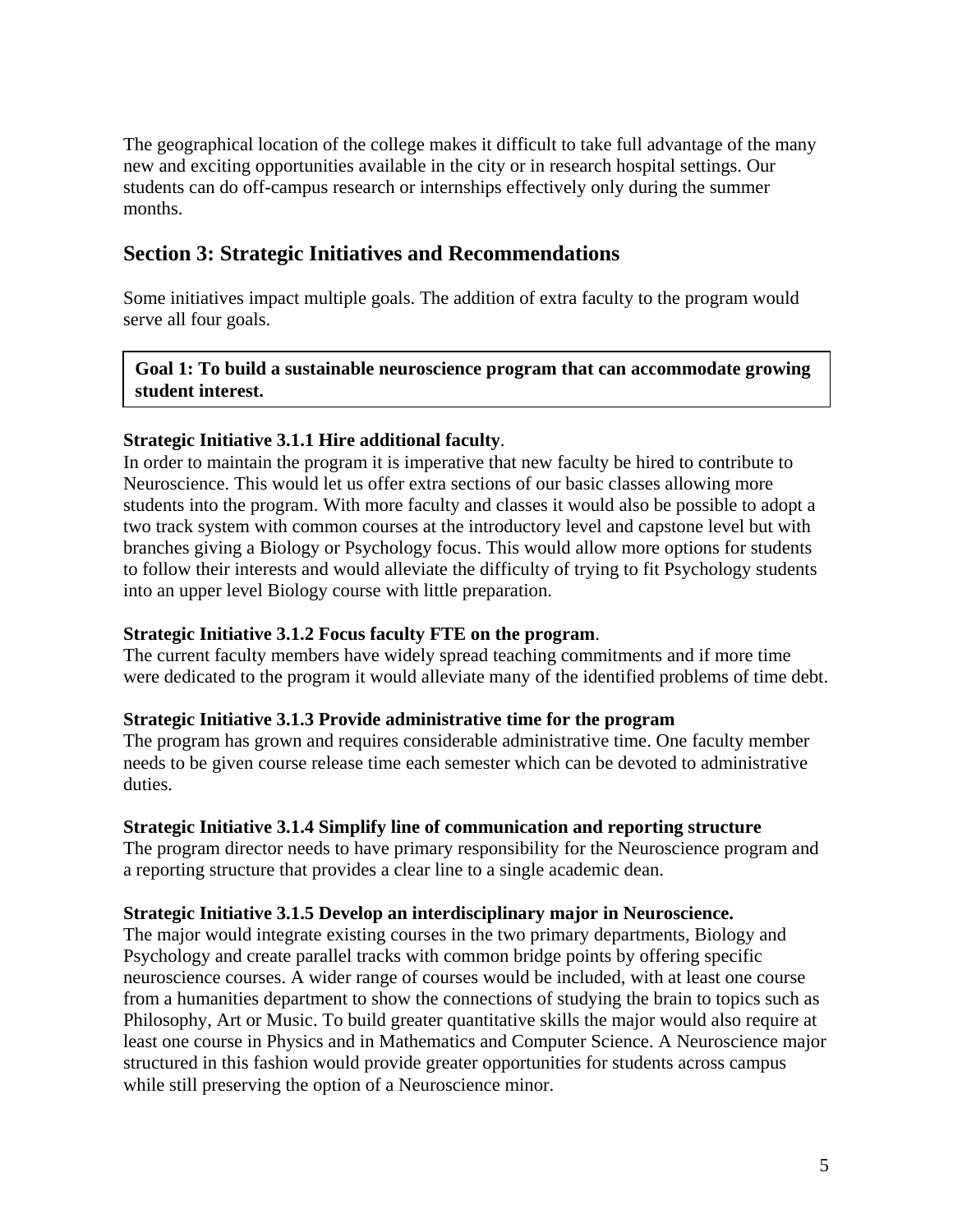The geographical location of the college makes it difficult to take full advantage of the many new and exciting opportunities available in the city or in research hospital settings. Our students can do off-campus research or internships effectively only during the summer months.

## Section 3: Strategic Initiatives and Recommendations

Some initiatives impact multiple goals. The addition of extra faculty to the program would serve all four goals.

**Goal 1: To build a sustainable neuroscience program that can accommodate growing student interest.**

**Strategic Initiative 3.1.1 Hire additional faculty**.
In order to maintain the program it is imperative that new faculty be hired to contribute to Neuroscience. This would let us offer extra sections of our basic classes allowing more students into the program. With more faculty and classes it would also be possible to adopt a two track system with common courses at the introductory level and capstone level but with branches giving a Biology or Psychology focus. This would allow more options for students to follow their interests and would alleviate the difficulty of trying to fit Psychology students into an upper level Biology course with little preparation.

**Strategic Initiative 3.1.2 Focus faculty FTE on the program**.
The current faculty members have widely spread teaching commitments and if more time were dedicated to the program it would alleviate many of the identified problems of time debt.

**Strategic Initiative 3.1.3 Provide administrative time for the program**
The program has grown and requires considerable administrative time. One faculty member needs to be given course release time each semester which can be devoted to administrative duties.

**Strategic Initiative 3.1.4 Simplify line of communication and reporting structure**
The program director needs to have primary responsibility for the Neuroscience program and a reporting structure that provides a clear line to a single academic dean.

**Strategic Initiative 3.1.5 Develop an interdisciplinary major in Neuroscience.**
The major would integrate existing courses in the two primary departments, Biology and Psychology and create parallel tracks with common bridge points by offering specific neuroscience courses. A wider range of courses would be included, with at least one course from a humanities department to show the connections of studying the brain to topics such as Philosophy, Art or Music. To build greater quantitative skills the major would also require at least one course in Physics and in Mathematics and Computer Science. A Neuroscience major structured in this fashion would provide greater opportunities for students across campus while still preserving the option of a Neuroscience minor.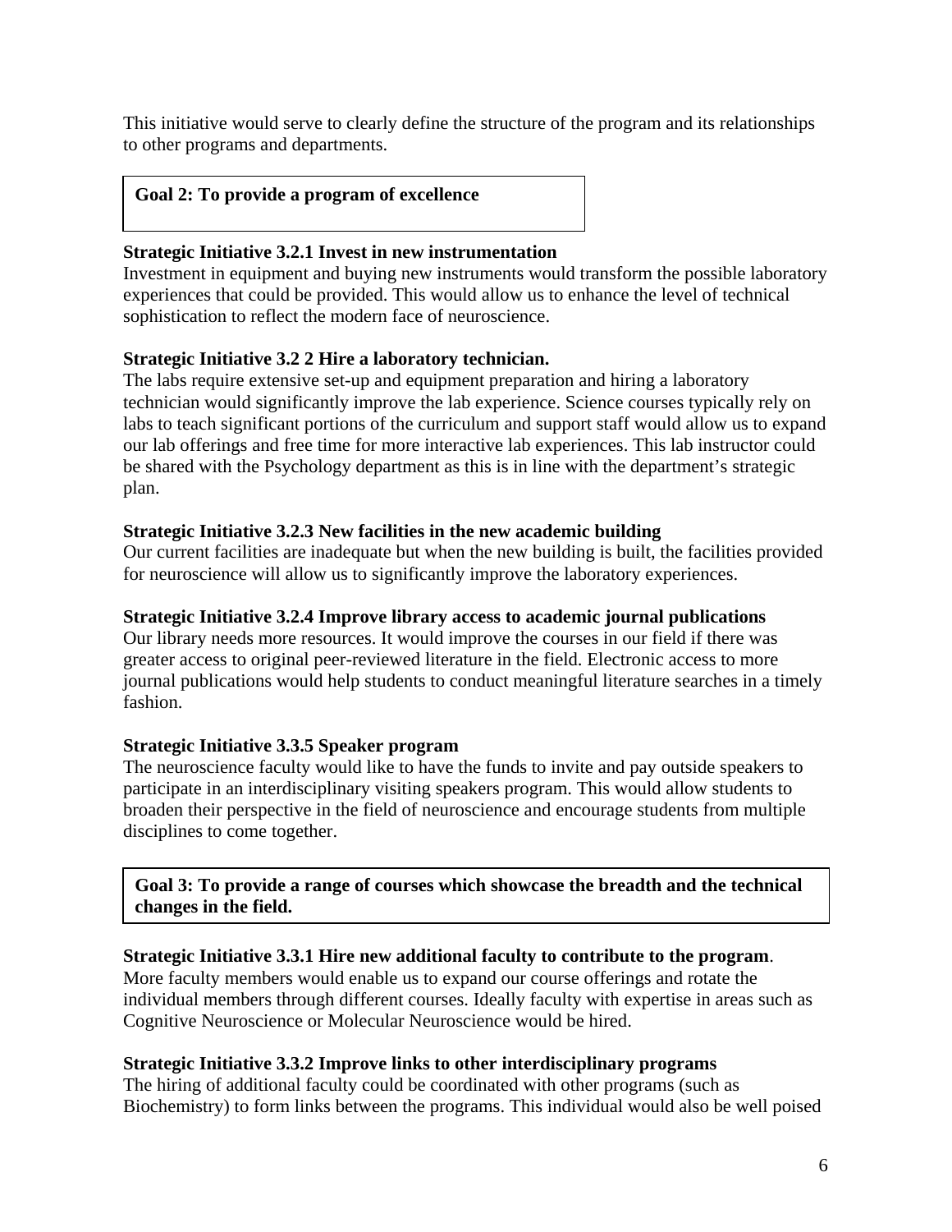This initiative would serve to clearly define the structure of the program and its relationships to other programs and departments.

**Goal 2: To provide a program of excellence**

**Strategic Initiative 3.2.1 Invest in new instrumentation**
Investment in equipment and buying new instruments would transform the possible laboratory experiences that could be provided. This would allow us to enhance the level of technical sophistication to reflect the modern face of neuroscience.

**Strategic Initiative 3.2 2 Hire a laboratory technician.**
The labs require extensive set-up and equipment preparation and hiring a laboratory technician would significantly improve the lab experience. Science courses typically rely on labs to teach significant portions of the curriculum and support staff would allow us to expand our lab offerings and free time for more interactive lab experiences. This lab instructor could be shared with the Psychology department as this is in line with the department's strategic plan.

**Strategic Initiative 3.2.3 New facilities in the new academic building**
Our current facilities are inadequate but when the new building is built, the facilities provided for neuroscience will allow us to significantly improve the laboratory experiences.

**Strategic Initiative 3.2.4 Improve library access to academic journal publications**
Our library needs more resources. It would improve the courses in our field if there was greater access to original peer-reviewed literature in the field. Electronic access to more journal publications would help students to conduct meaningful literature searches in a timely fashion.

**Strategic Initiative 3.3.5 Speaker program**
The neuroscience faculty would like to have the funds to invite and pay outside speakers to participate in an interdisciplinary visiting speakers program. This would allow students to broaden their perspective in the field of neuroscience and encourage students from multiple disciplines to come together.

**Goal 3: To provide a range of courses which showcase the breadth and the technical changes in the field.**

**Strategic Initiative 3.3.1 Hire new additional faculty to contribute to the program**.
More faculty members would enable us to expand our course offerings and rotate the individual members through different courses. Ideally faculty with expertise in areas such as Cognitive Neuroscience or Molecular Neuroscience would be hired.

**Strategic Initiative 3.3.2 Improve links to other interdisciplinary programs**
The hiring of additional faculty could be coordinated with other programs (such as Biochemistry) to form links between the programs. This individual would also be well poised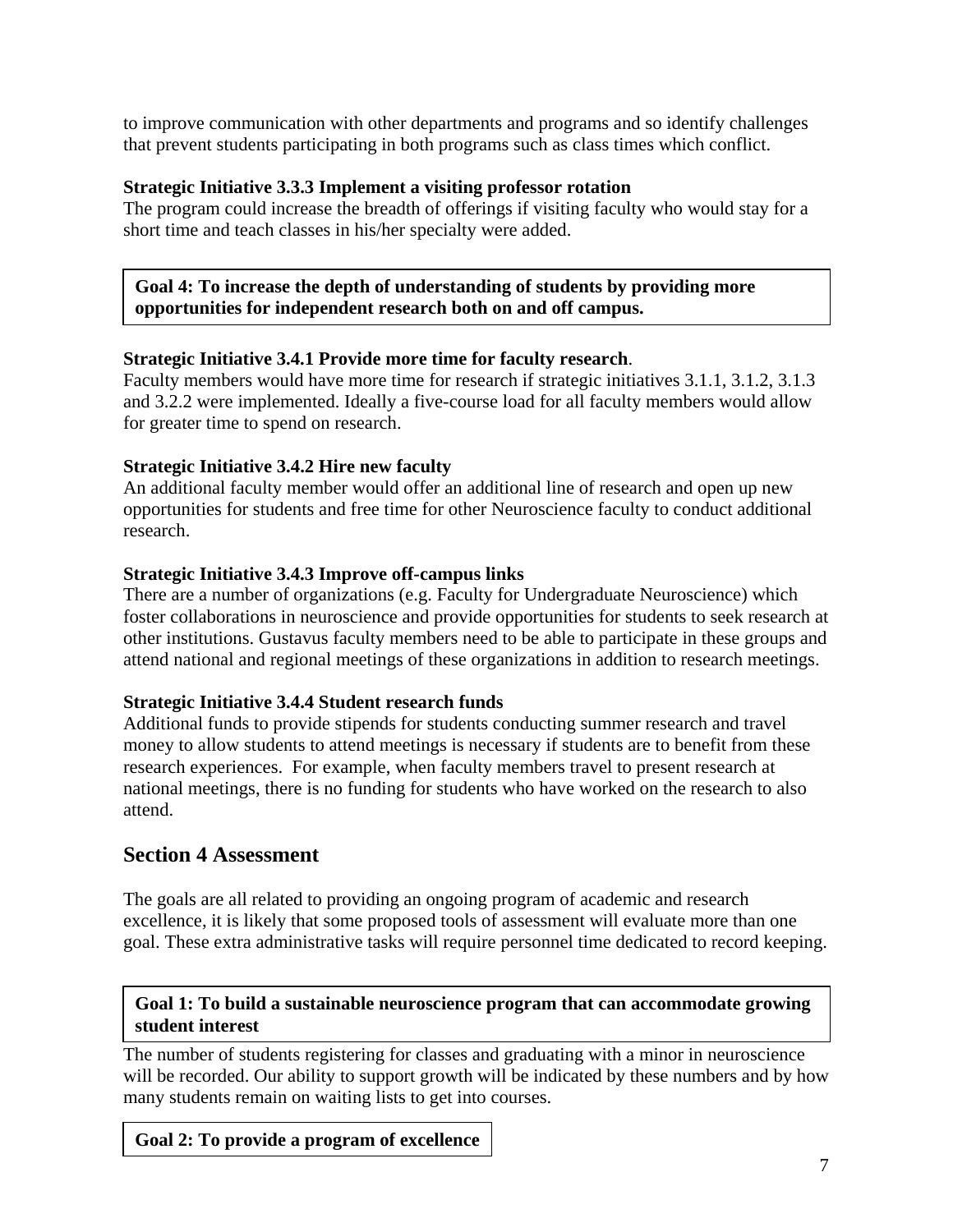to improve communication with other departments and programs and so identify challenges that prevent students participating in both programs such as class times which conflict.

**Strategic Initiative 3.3.3 Implement a visiting professor rotation**
The program could increase the breadth of offerings if visiting faculty who would stay for a short time and teach classes in his/her specialty were added.

**Goal 4: To increase the depth of understanding of students by providing more opportunities for independent research both on and off campus.**

**Strategic Initiative 3.4.1 Provide more time for faculty research**.
Faculty members would have more time for research if strategic initiatives 3.1.1, 3.1.2, 3.1.3 and 3.2.2 were implemented. Ideally a five-course load for all faculty members would allow for greater time to spend on research.

**Strategic Initiative 3.4.2 Hire new faculty**
An additional faculty member would offer an additional line of research and open up new opportunities for students and free time for other Neuroscience faculty to conduct additional research.

**Strategic Initiative 3.4.3 Improve off-campus links**
There are a number of organizations (e.g. Faculty for Undergraduate Neuroscience) which foster collaborations in neuroscience and provide opportunities for students to seek research at other institutions. Gustavus faculty members need to be able to participate in these groups and attend national and regional meetings of these organizations in addition to research meetings.

**Strategic Initiative 3.4.4 Student research funds**
Additional funds to provide stipends for students conducting summer research and travel money to allow students to attend meetings is necessary if students are to benefit from these research experiences. For example, when faculty members travel to present research at national meetings, there is no funding for students who have worked on the research to also attend.

## Section 4 Assessment

The goals are all related to providing an ongoing program of academic and research excellence, it is likely that some proposed tools of assessment will evaluate more than one goal. These extra administrative tasks will require personnel time dedicated to record keeping.

**Goal 1: To build a sustainable neuroscience program that can accommodate growing student interest**

The number of students registering for classes and graduating with a minor in neuroscience will be recorded. Our ability to support growth will be indicated by these numbers and by how many students remain on waiting lists to get into courses.

**Goal 2: To provide a program of excellence**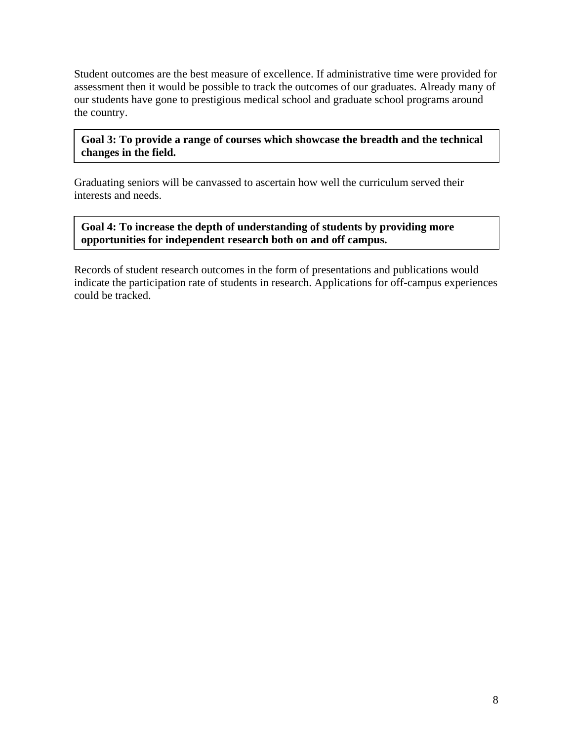Student outcomes are the best measure of excellence. If administrative time were provided for assessment then it would be possible to track the outcomes of our graduates. Already many of our students have gone to prestigious medical school and graduate school programs around the country.

**Goal 3: To provide a range of courses which showcase the breadth and the technical changes in the field.**

Graduating seniors will be canvassed to ascertain how well the curriculum served their interests and needs.

**Goal 4: To increase the depth of understanding of students by providing more opportunities for independent research both on and off campus.**

Records of student research outcomes in the form of presentations and publications would indicate the participation rate of students in research. Applications for off-campus experiences could be tracked.